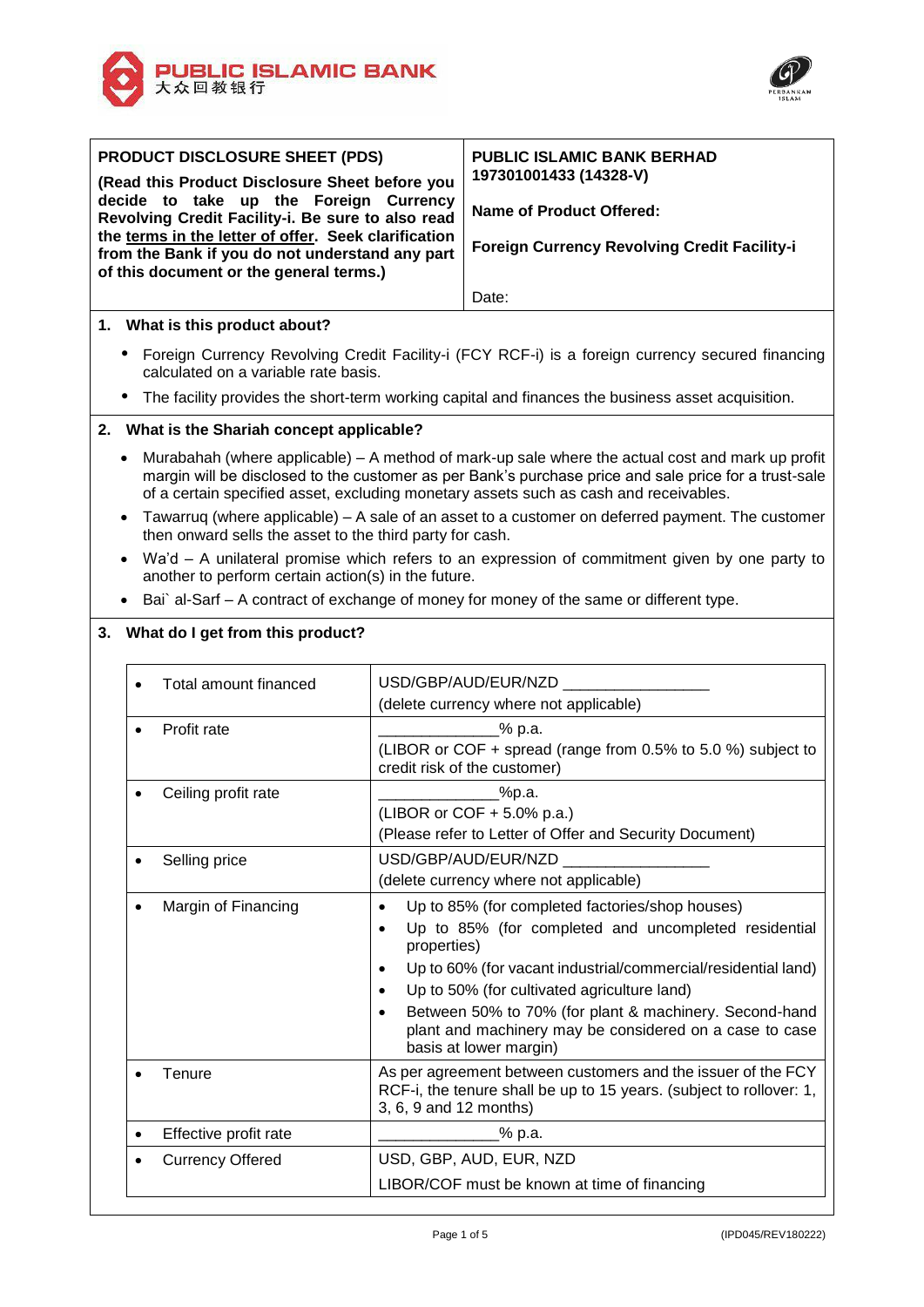PUBLIC ISLAMIC BANK
大众回教银行

| **PRODUCT DISCLOSURE SHEET (PDS)**<br><br>**(Read this Product Disclosure Sheet before you decide to take up the Foreign Currency Revolving Credit Facility-i. Be sure to also read the <u>terms in the letter of offer</u>. Seek clarification from the Bank if you do not understand any part of this document or the general terms.)** | **PUBLIC ISLAMIC BANK BERHAD**<br>**197301001433 (14328-V)**<br><br>**Name of Product Offered:**<br><br>**Foreign Currency Revolving Credit Facility-i**<br><br>Date: |
|---|---|

## 1. What is this product about?

- Foreign Currency Revolving Credit Facility-i (FCY RCF-i) is a foreign currency secured financing calculated on a variable rate basis.
- The facility provides the short-term working capital and finances the business asset acquisition.

## 2. What is the Shariah concept applicable?

- Murabahah (where applicable) – A method of mark-up sale where the actual cost and mark up profit margin will be disclosed to the customer as per Bank's purchase price and sale price for a trust-sale of a certain specified asset, excluding monetary assets such as cash and receivables.
- Tawarruq (where applicable) – A sale of an asset to a customer on deferred payment. The customer then onward sells the asset to the third party for cash.
- Wa'd – A unilateral promise which refers to an expression of commitment given by one party to another to perform certain action(s) in the future.
- Bai` al-Sarf – A contract of exchange of money for money of the same or different type.

## 3. What do I get from this product?

| Item | Details |
|---|---|
| • Total amount financed | USD/GBP/AUD/EUR/NZD ________________<br>(delete currency where not applicable) |
| • Profit rate | _____________% p.a.<br>(LIBOR or COF + spread (range from 0.5% to 5.0 %) subject to credit risk of the customer) |
| • Ceiling profit rate | _____________%p.a.<br>(LIBOR or COF + 5.0% p.a.)<br>(Please refer to Letter of Offer and Security Document) |
| • Selling price | USD/GBP/AUD/EUR/NZD ________________<br>(delete currency where not applicable) |
| • Margin of Financing | • Up to 85% (for completed factories/shop houses)<br>• Up to 85% (for completed and uncompleted residential properties)<br>• Up to 60% (for vacant industrial/commercial/residential land)<br>• Up to 50% (for cultivated agriculture land)<br>• Between 50% to 70% (for plant & machinery. Second-hand plant and machinery may be considered on a case to case basis at lower margin) |
| • Tenure | As per agreement between customers and the issuer of the FCY RCF-i, the tenure shall be up to 15 years. (subject to rollover: 1, 3, 6, 9 and 12 months) |
| • Effective profit rate | _____________% p.a. |
| • Currency Offered | USD, GBP, AUD, EUR, NZD<br>LIBOR/COF must be known at time of financing |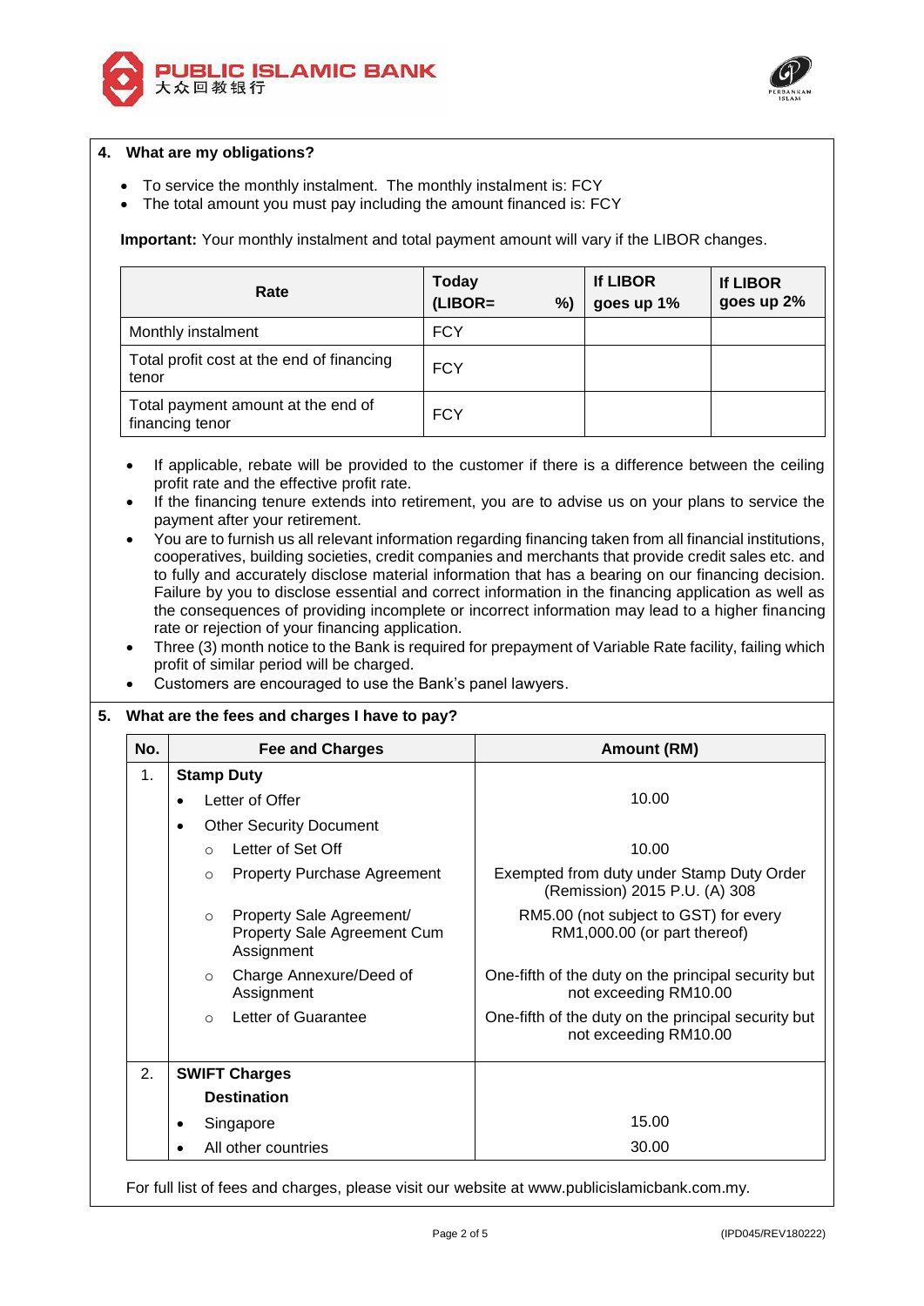## 4. What are my obligations?

- To service the monthly instalment. The monthly instalment is: FCY
- The total amount you must pay including the amount financed is: FCY

**Important:** Your monthly instalment and total payment amount will vary if the LIBOR changes.

| Rate | Today (LIBOR= %) | If LIBOR goes up 1% | If LIBOR goes up 2% |
|---|---|---|---|
| Monthly instalment | FCY | | |
| Total profit cost at the end of financing tenor | FCY | | |
| Total payment amount at the end of financing tenor | FCY | | |

- If applicable, rebate will be provided to the customer if there is a difference between the ceiling profit rate and the effective profit rate.
- If the financing tenure extends into retirement, you are to advise us on your plans to service the payment after your retirement.
- You are to furnish us all relevant information regarding financing taken from all financial institutions, cooperatives, building societies, credit companies and merchants that provide credit sales etc. and to fully and accurately disclose material information that has a bearing on our financing decision. Failure by you to disclose essential and correct information in the financing application as well as the consequences of providing incomplete or incorrect information may lead to a higher financing rate or rejection of your financing application.
- Three (3) month notice to the Bank is required for prepayment of Variable Rate facility, failing which profit of similar period will be charged.
- Customers are encouraged to use the Bank's panel lawyers.

## 5. What are the fees and charges I have to pay?

| No. | Fee and Charges | Amount (RM) |
|---|---|---|
| 1. | **Stamp Duty** | |
| | • Letter of Offer | 10.00 |
| | • Other Security Document | |
| | ○ Letter of Set Off | 10.00 |
| | ○ Property Purchase Agreement | Exempted from duty under Stamp Duty Order (Remission) 2015 P.U. (A) 308 |
| | ○ Property Sale Agreement/ Property Sale Agreement Cum Assignment | RM5.00 (not subject to GST) for every RM1,000.00 (or part thereof) |
| | ○ Charge Annexure/Deed of Assignment | One-fifth of the duty on the principal security but not exceeding RM10.00 |
| | ○ Letter of Guarantee | One-fifth of the duty on the principal security but not exceeding RM10.00 |
| 2. | **SWIFT Charges** | |
| | **Destination** | |
| | • Singapore | 15.00 |
| | • All other countries | 30.00 |

For full list of fees and charges, please visit our website at www.publicislamicbank.com.my.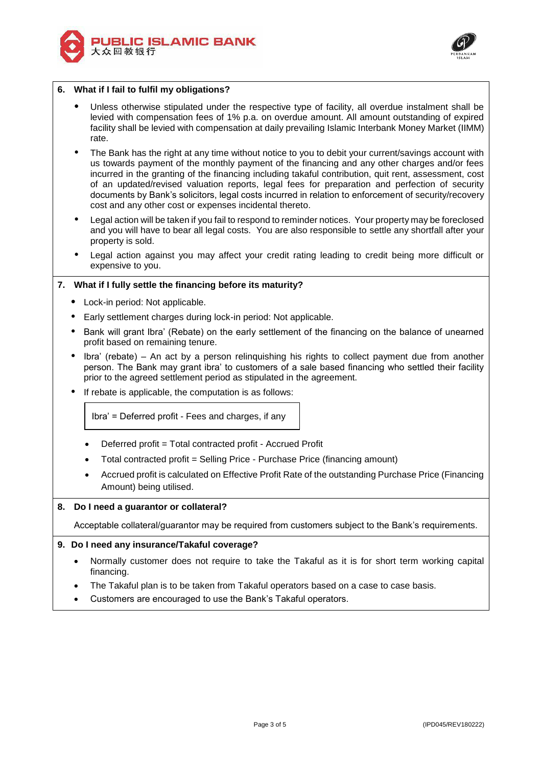### 6. What if I fail to fulfil my obligations?

- Unless otherwise stipulated under the respective type of facility, all overdue instalment shall be levied with compensation fees of 1% p.a. on overdue amount. All amount outstanding of expired facility shall be levied with compensation at daily prevailing Islamic Interbank Money Market (IIMM) rate.
- The Bank has the right at any time without notice to you to debit your current/savings account with us towards payment of the monthly payment of the financing and any other charges and/or fees incurred in the granting of the financing including takaful contribution, quit rent, assessment, cost of an updated/revised valuation reports, legal fees for preparation and perfection of security documents by Bank's solicitors, legal costs incurred in relation to enforcement of security/recovery cost and any other cost or expenses incidental thereto.
- Legal action will be taken if you fail to respond to reminder notices. Your property may be foreclosed and you will have to bear all legal costs. You are also responsible to settle any shortfall after your property is sold.
- Legal action against you may affect your credit rating leading to credit being more difficult or expensive to you.

### 7. What if I fully settle the financing before its maturity?

- Lock-in period: Not applicable.
- Early settlement charges during lock-in period: Not applicable.
- Bank will grant Ibra' (Rebate) on the early settlement of the financing on the balance of unearned profit based on remaining tenure.
- Ibra' (rebate) – An act by a person relinquishing his rights to collect payment due from another person. The Bank may grant ibra' to customers of a sale based financing who settled their facility prior to the agreed settlement period as stipulated in the agreement.
- If rebate is applicable, the computation is as follows:

| Ibra' = Deferred profit - Fees and charges, if any |
|---|

  - Deferred profit = Total contracted profit - Accrued Profit
  - Total contracted profit = Selling Price - Purchase Price (financing amount)
  - Accrued profit is calculated on Effective Profit Rate of the outstanding Purchase Price (Financing Amount) being utilised.

### 8. Do I need a guarantor or collateral?

Acceptable collateral/guarantor may be required from customers subject to the Bank's requirements.

### 9. Do I need any insurance/Takaful coverage?

- Normally customer does not require to take the Takaful as it is for short term working capital financing.
- The Takaful plan is to be taken from Takaful operators based on a case to case basis.
- Customers are encouraged to use the Bank's Takaful operators.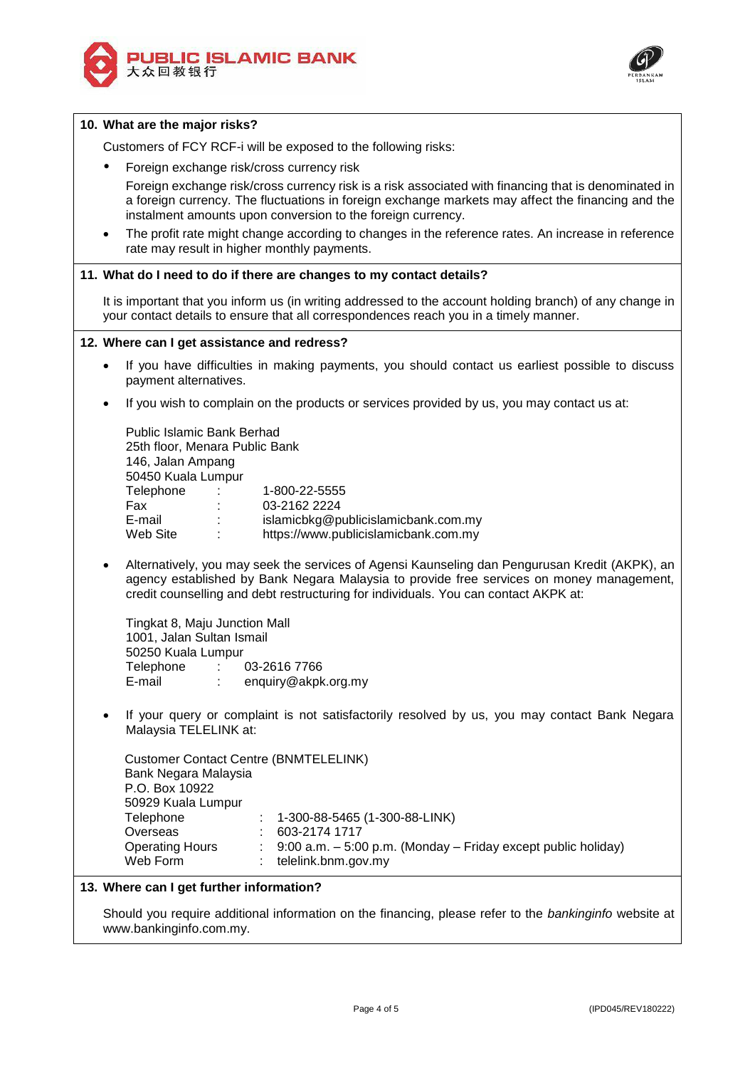### 10. What are the major risks?

Customers of FCY RCF-i will be exposed to the following risks:

- Foreign exchange risk/cross currency risk

  Foreign exchange risk/cross currency risk is a risk associated with financing that is denominated in a foreign currency. The fluctuations in foreign exchange markets may affect the financing and the instalment amounts upon conversion to the foreign currency.

- The profit rate might change according to changes in the reference rates. An increase in reference rate may result in higher monthly payments.

### 11. What do I need to do if there are changes to my contact details?

It is important that you inform us (in writing addressed to the account holding branch) of any change in your contact details to ensure that all correspondences reach you in a timely manner.

### 12. Where can I get assistance and redress?

- If you have difficulties in making payments, you should contact us earliest possible to discuss payment alternatives.

- If you wish to complain on the products or services provided by us, you may contact us at:

  Public Islamic Bank Berhad
  25th floor, Menara Public Bank
  146, Jalan Ampang
  50450 Kuala Lumpur
  Telephone : 1-800-22-5555
  Fax : 03-2162 2224
  E-mail : islamicbkg@publicislamicbank.com.my
  Web Site : https://www.publicislamicbank.com.my

- Alternatively, you may seek the services of Agensi Kaunseling dan Pengurusan Kredit (AKPK), an agency established by Bank Negara Malaysia to provide free services on money management, credit counselling and debt restructuring for individuals. You can contact AKPK at:

  Tingkat 8, Maju Junction Mall
  1001, Jalan Sultan Ismail
  50250 Kuala Lumpur
  Telephone : 03-2616 7766
  E-mail : enquiry@akpk.org.my

- If your query or complaint is not satisfactorily resolved by us, you may contact Bank Negara Malaysia TELELINK at:

  Customer Contact Centre (BNMTELELINK)
  Bank Negara Malaysia
  P.O. Box 10922
  50929 Kuala Lumpur
  Telephone : 1-300-88-5465 (1-300-88-LINK)
  Overseas : 603-2174 1717
  Operating Hours : 9:00 a.m. – 5:00 p.m. (Monday – Friday except public holiday)
  Web Form : telelink.bnm.gov.my

### 13. Where can I get further information?

Should you require additional information on the financing, please refer to the *bankinginfo* website at www.bankinginfo.com.my.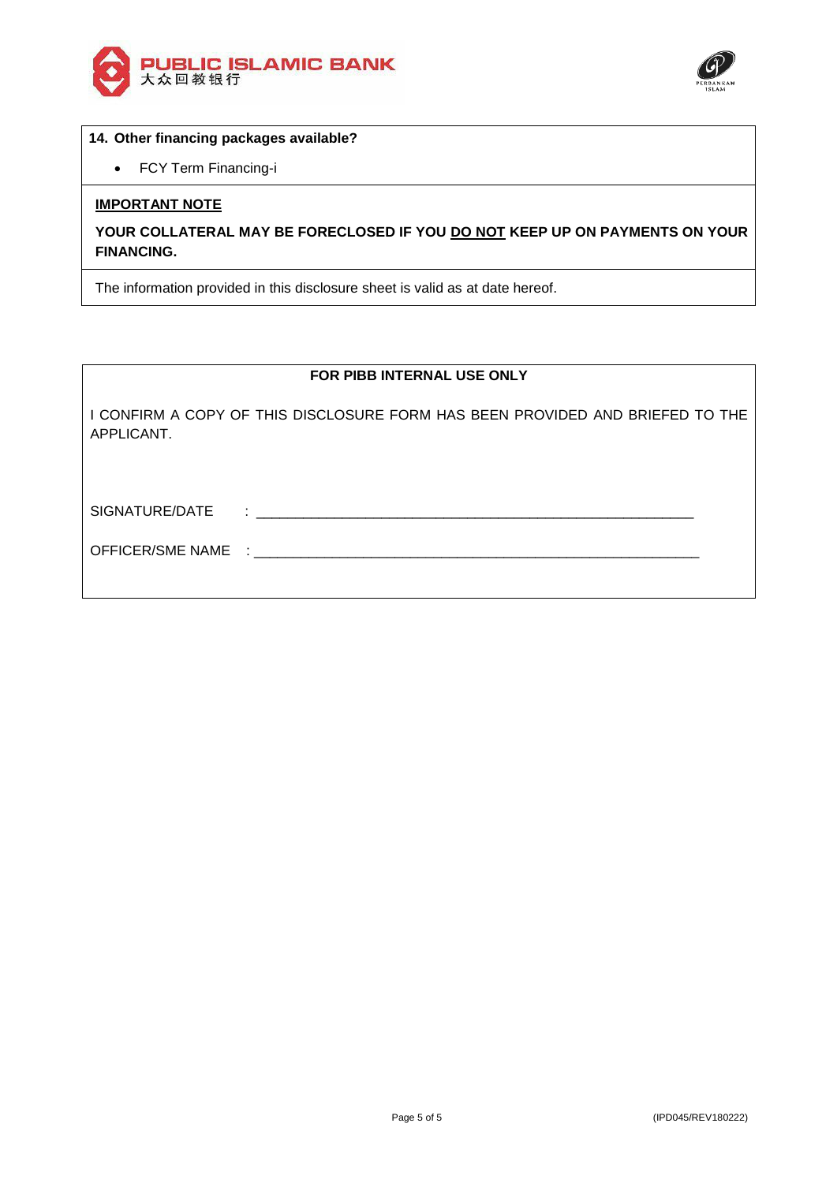**14. Other financing packages available?**

- FCY Term Financing-i

**IMPORTANT NOTE**

**YOUR COLLATERAL MAY BE FORECLOSED IF YOU DO NOT KEEP UP ON PAYMENTS ON YOUR FINANCING.**

The information provided in this disclosure sheet is valid as at date hereof.

**FOR PIBB INTERNAL USE ONLY**

I CONFIRM A COPY OF THIS DISCLOSURE FORM HAS BEEN PROVIDED AND BRIEFED TO THE APPLICANT.

SIGNATURE/DATE : ________________________________________________________

OFFICER/SME NAME : ________________________________________________________

(IPD045/REV180222)